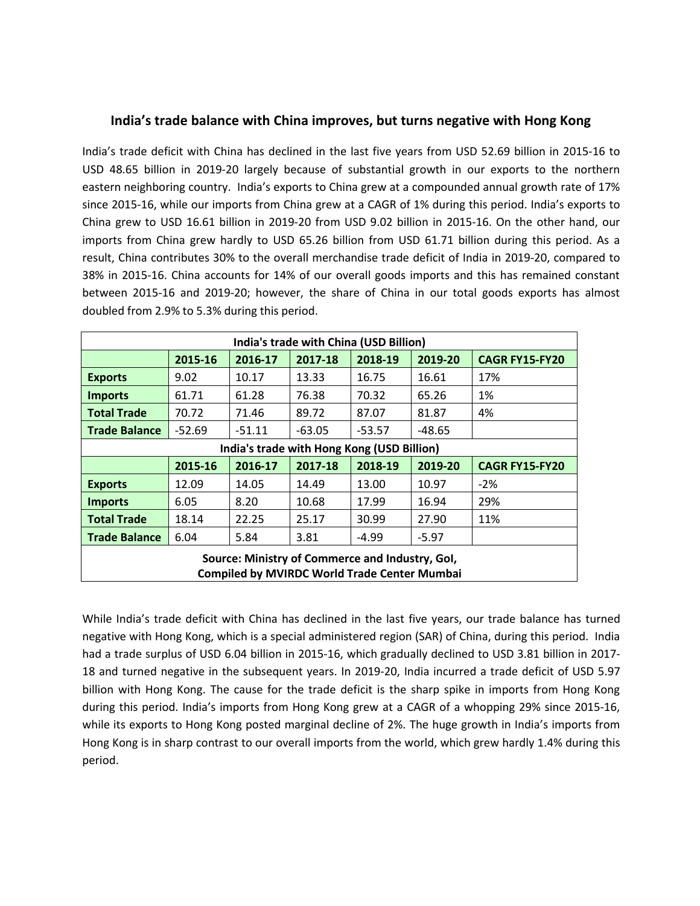## India's trade balance with China improves, but turns negative with Hong Kong

India's trade deficit with China has declined in the last five years from USD 52.69 billion in 2015-16 to USD 48.65 billion in 2019-20 largely because of substantial growth in our exports to the northern eastern neighboring country. India's exports to China grew at a compounded annual growth rate of 17% since 2015-16, while our imports from China grew at a CAGR of 1% during this period. India's exports to China grew to USD 16.61 billion in 2019-20 from USD 9.02 billion in 2015-16. On the other hand, our imports from China grew hardly to USD 65.26 billion from USD 61.71 billion during this period. As a result, China contributes 30% to the overall merchandise trade deficit of India in 2019-20, compared to 38% in 2015-16. China accounts for 14% of our overall goods imports and this has remained constant between 2015-16 and 2019-20; however, the share of China in our total goods exports has almost doubled from 2.9% to 5.3% during this period.

| India's trade with China (USD Billion) | | | | | | |
|---|---|---|---|---|---|---|
| | **2015-16** | **2016-17** | **2017-18** | **2018-19** | **2019-20** | **CAGR FY15-FY20** |
| **Exports** | 9.02 | 10.17 | 13.33 | 16.75 | 16.61 | 17% |
| **Imports** | 61.71 | 61.28 | 76.38 | 70.32 | 65.26 | 1% |
| **Total Trade** | 70.72 | 71.46 | 89.72 | 87.07 | 81.87 | 4% |
| **Trade Balance** | -52.69 | -51.11 | -63.05 | -53.57 | -48.65 | |
| **India's trade with Hong Kong (USD Billion)** | | | | | | |
| | **2015-16** | **2016-17** | **2017-18** | **2018-19** | **2019-20** | **CAGR FY15-FY20** |
| **Exports** | 12.09 | 14.05 | 14.49 | 13.00 | 10.97 | -2% |
| **Imports** | 6.05 | 8.20 | 10.68 | 17.99 | 16.94 | 29% |
| **Total Trade** | 18.14 | 22.25 | 25.17 | 30.99 | 27.90 | 11% |
| **Trade Balance** | 6.04 | 5.84 | 3.81 | -4.99 | -5.97 | |
| **Source: Ministry of Commerce and Industry, GoI, Compiled by MVIRDC World Trade Center Mumbai** | | | | | | |

While India's trade deficit with China has declined in the last five years, our trade balance has turned negative with Hong Kong, which is a special administered region (SAR) of China, during this period. India had a trade surplus of USD 6.04 billion in 2015-16, which gradually declined to USD 3.81 billion in 2017-18 and turned negative in the subsequent years. In 2019-20, India incurred a trade deficit of USD 5.97 billion with Hong Kong. The cause for the trade deficit is the sharp spike in imports from Hong Kong during this period. India's imports from Hong Kong grew at a CAGR of a whopping 29% since 2015-16, while its exports to Hong Kong posted marginal decline of 2%. The huge growth in India's imports from Hong Kong is in sharp contrast to our overall imports from the world, which grew hardly 1.4% during this period.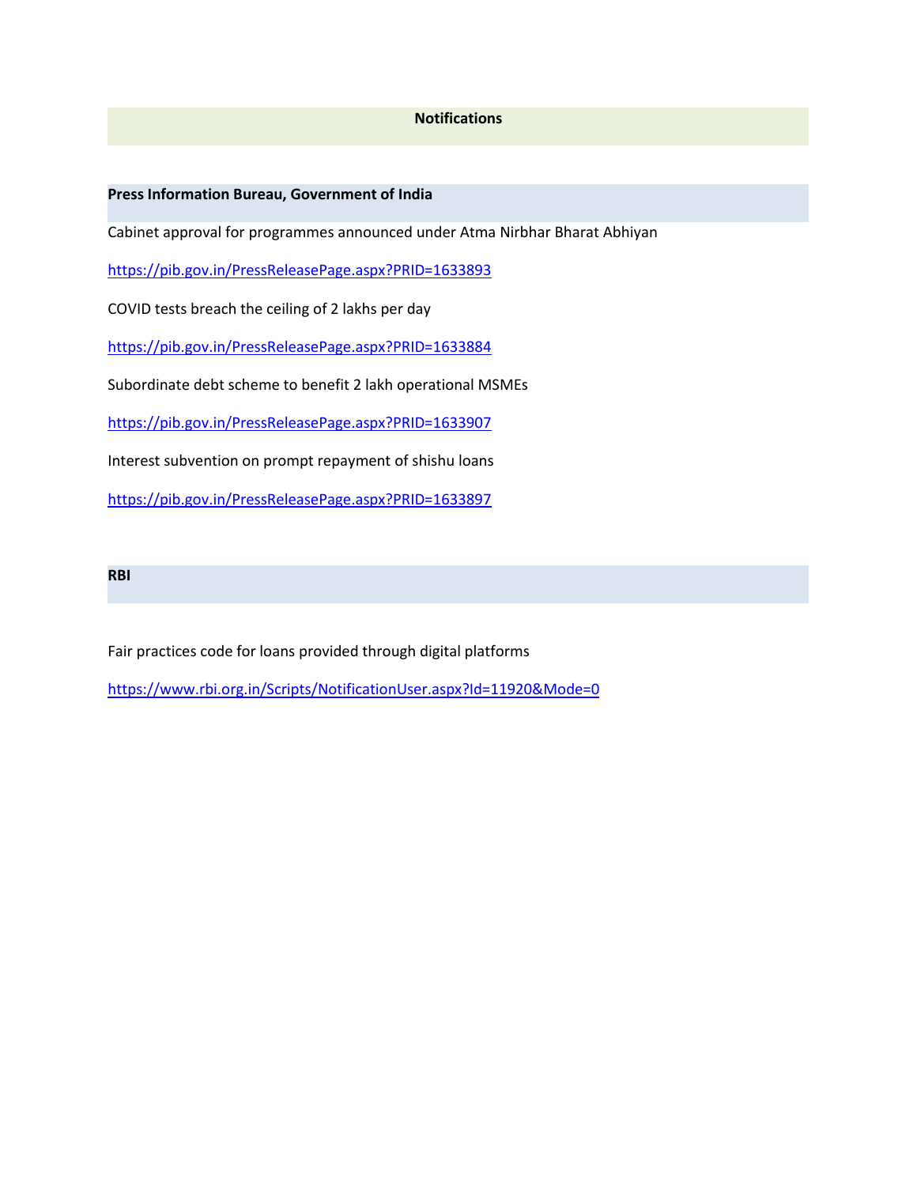## Notifications

### Press Information Bureau, Government of India

Cabinet approval for programmes announced under Atma Nirbhar Bharat Abhiyan

https://pib.gov.in/PressReleasePage.aspx?PRID=1633893

COVID tests breach the ceiling of 2 lakhs per day

https://pib.gov.in/PressReleasePage.aspx?PRID=1633884

Subordinate debt scheme to benefit 2 lakh operational MSMEs

https://pib.gov.in/PressReleasePage.aspx?PRID=1633907

Interest subvention on prompt repayment of shishu loans

https://pib.gov.in/PressReleasePage.aspx?PRID=1633897

### RBI

Fair practices code for loans provided through digital platforms

https://www.rbi.org.in/Scripts/NotificationUser.aspx?Id=11920&Mode=0